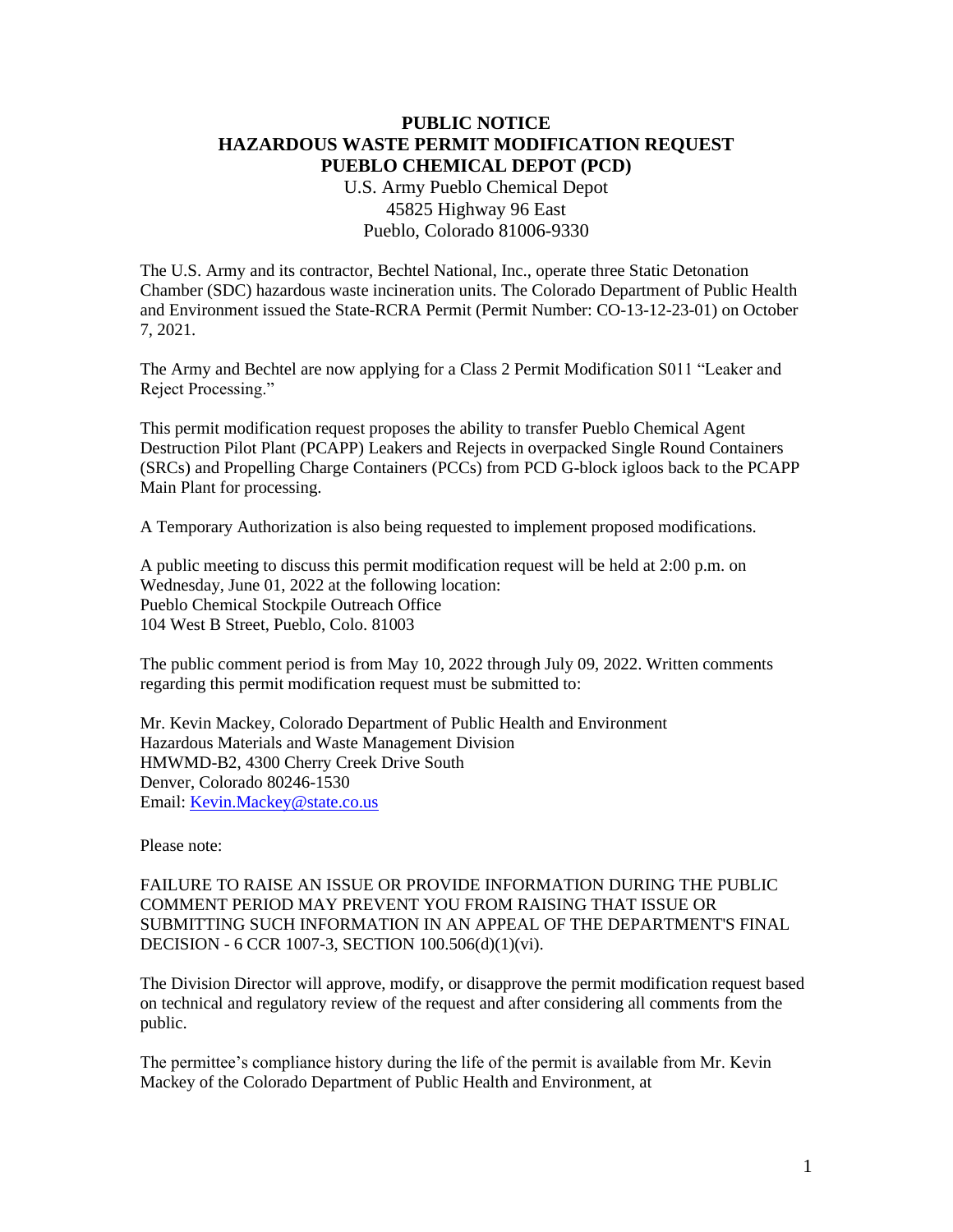# PUBLIC NOTICE
# HAZARDOUS WASTE PERMIT MODIFICATION REQUEST
# PUEBLO CHEMICAL DEPOT (PCD)

U.S. Army Pueblo Chemical Depot
45825 Highway 96 East
Pueblo, Colorado 81006-9330

The U.S. Army and its contractor, Bechtel National, Inc., operate three Static Detonation Chamber (SDC) hazardous waste incineration units. The Colorado Department of Public Health and Environment issued the State-RCRA Permit (Permit Number: CO-13-12-23-01) on October 7, 2021.

The Army and Bechtel are now applying for a Class 2 Permit Modification S011 "Leaker and Reject Processing."

This permit modification request proposes the ability to transfer Pueblo Chemical Agent Destruction Pilot Plant (PCAPP) Leakers and Rejects in overpacked Single Round Containers (SRCs) and Propelling Charge Containers (PCCs) from PCD G-block igloos back to the PCAPP Main Plant for processing.

A Temporary Authorization is also being requested to implement proposed modifications.

A public meeting to discuss this permit modification request will be held at 2:00 p.m. on Wednesday, June 01, 2022 at the following location:
Pueblo Chemical Stockpile Outreach Office
104 West B Street, Pueblo, Colo. 81003

The public comment period is from May 10, 2022 through July 09, 2022. Written comments regarding this permit modification request must be submitted to:

Mr. Kevin Mackey, Colorado Department of Public Health and Environment
Hazardous Materials and Waste Management Division
HMWMD-B2, 4300 Cherry Creek Drive South
Denver, Colorado 80246-1530
Email: Kevin.Mackey@state.co.us

Please note:

FAILURE TO RAISE AN ISSUE OR PROVIDE INFORMATION DURING THE PUBLIC COMMENT PERIOD MAY PREVENT YOU FROM RAISING THAT ISSUE OR SUBMITTING SUCH INFORMATION IN AN APPEAL OF THE DEPARTMENT'S FINAL DECISION - 6 CCR 1007-3, SECTION 100.506(d)(1)(vi).

The Division Director will approve, modify, or disapprove the permit modification request based on technical and regulatory review of the request and after considering all comments from the public.

The permittee's compliance history during the life of the permit is available from Mr. Kevin Mackey of the Colorado Department of Public Health and Environment, at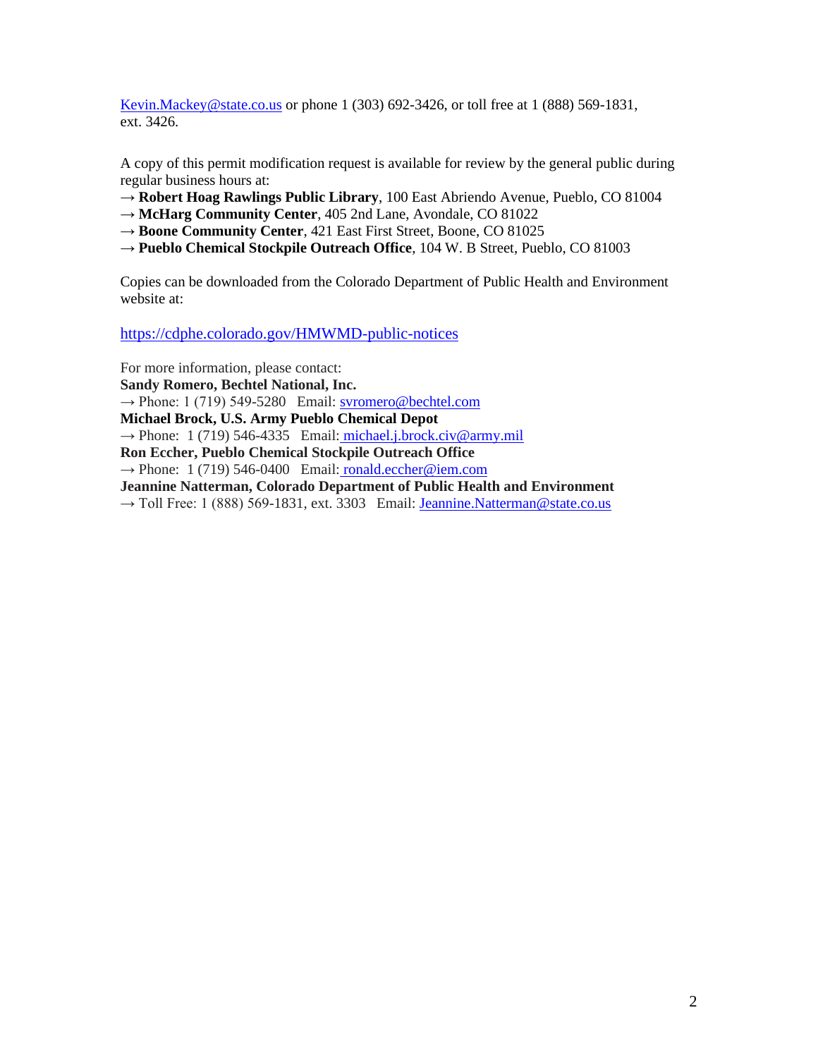Kevin.Mackey@state.co.us or phone 1 (303) 692-3426, or toll free at 1 (888) 569-1831, ext. 3426.

A copy of this permit modification request is available for review by the general public during regular business hours at:

→ **Robert Hoag Rawlings Public Library**, 100 East Abriendo Avenue, Pueblo, CO 81004
→ **McHarg Community Center**, 405 2nd Lane, Avondale, CO 81022
→ **Boone Community Center**, 421 East First Street, Boone, CO 81025
→ **Pueblo Chemical Stockpile Outreach Office**, 104 W. B Street, Pueblo, CO 81003

Copies can be downloaded from the Colorado Department of Public Health and Environment website at:

https://cdphe.colorado.gov/HMWMD-public-notices

For more information, please contact:
**Sandy Romero, Bechtel National, Inc.**
→ Phone: 1 (719) 549-5280 Email: svromero@bechtel.com
**Michael Brock, U.S. Army Pueblo Chemical Depot**
→ Phone: 1 (719) 546-4335 Email: michael.j.brock.civ@army.mil
**Ron Eccher, Pueblo Chemical Stockpile Outreach Office**
→ Phone: 1 (719) 546-0400 Email: ronald.eccher@iem.com
**Jeannine Natterman, Colorado Department of Public Health and Environment**
→ Toll Free: 1 (888) 569-1831, ext. 3303 Email: Jeannine.Natterman@state.co.us